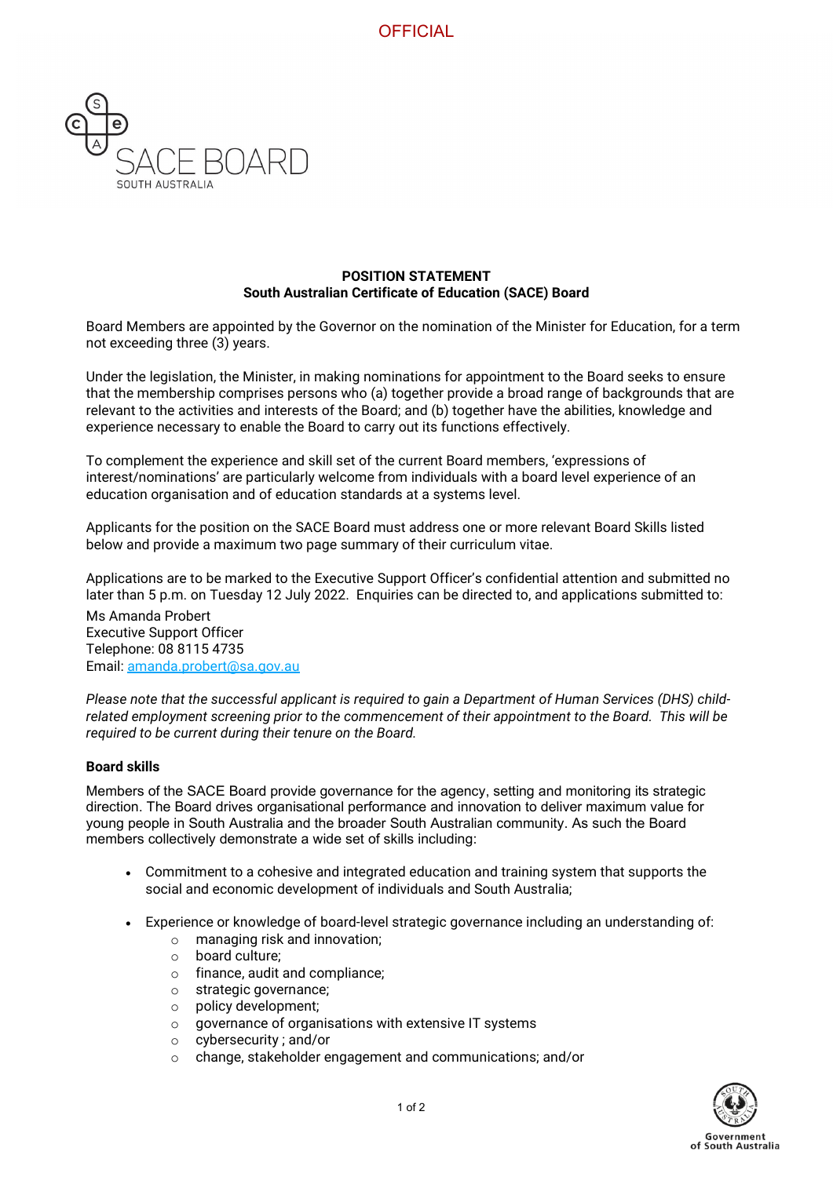**POSITION STATEMENT**
**South Australian Certificate of Education (SACE) Board**

Board Members are appointed by the Governor on the nomination of the Minister for Education, for a term not exceeding three (3) years.

Under the legislation, the Minister, in making nominations for appointment to the Board seeks to ensure that the membership comprises persons who (a) together provide a broad range of backgrounds that are relevant to the activities and interests of the Board; and (b) together have the abilities, knowledge and experience necessary to enable the Board to carry out its functions effectively.

To complement the experience and skill set of the current Board members, 'expressions of interest/nominations' are particularly welcome from individuals with a board level experience of an education organisation and of education standards at a systems level.

Applicants for the position on the SACE Board must address one or more relevant Board Skills listed below and provide a maximum two page summary of their curriculum vitae.

Applications are to be marked to the Executive Support Officer's confidential attention and submitted no later than 5 p.m. on Tuesday 12 July 2022. Enquiries can be directed to, and applications submitted to:

Ms Amanda Probert
Executive Support Officer
Telephone: 08 8115 4735
Email: amanda.probert@sa.gov.au

*Please note that the successful applicant is required to gain a Department of Human Services (DHS) child-related employment screening prior to the commencement of their appointment to the Board. This will be required to be current during their tenure on the Board.*

**Board skills**

Members of the SACE Board provide governance for the agency, setting and monitoring its strategic direction. The Board drives organisational performance and innovation to deliver maximum value for young people in South Australia and the broader South Australian community. As such the Board members collectively demonstrate a wide set of skills including:

- Commitment to a cohesive and integrated education and training system that supports the social and economic development of individuals and South Australia;

- Experience or knowledge of board-level strategic governance including an understanding of:
  - managing risk and innovation;
  - board culture;
  - finance, audit and compliance;
  - strategic governance;
  - policy development;
  - governance of organisations with extensive IT systems
  - cybersecurity ; and/or
  - change, stakeholder engagement and communications; and/or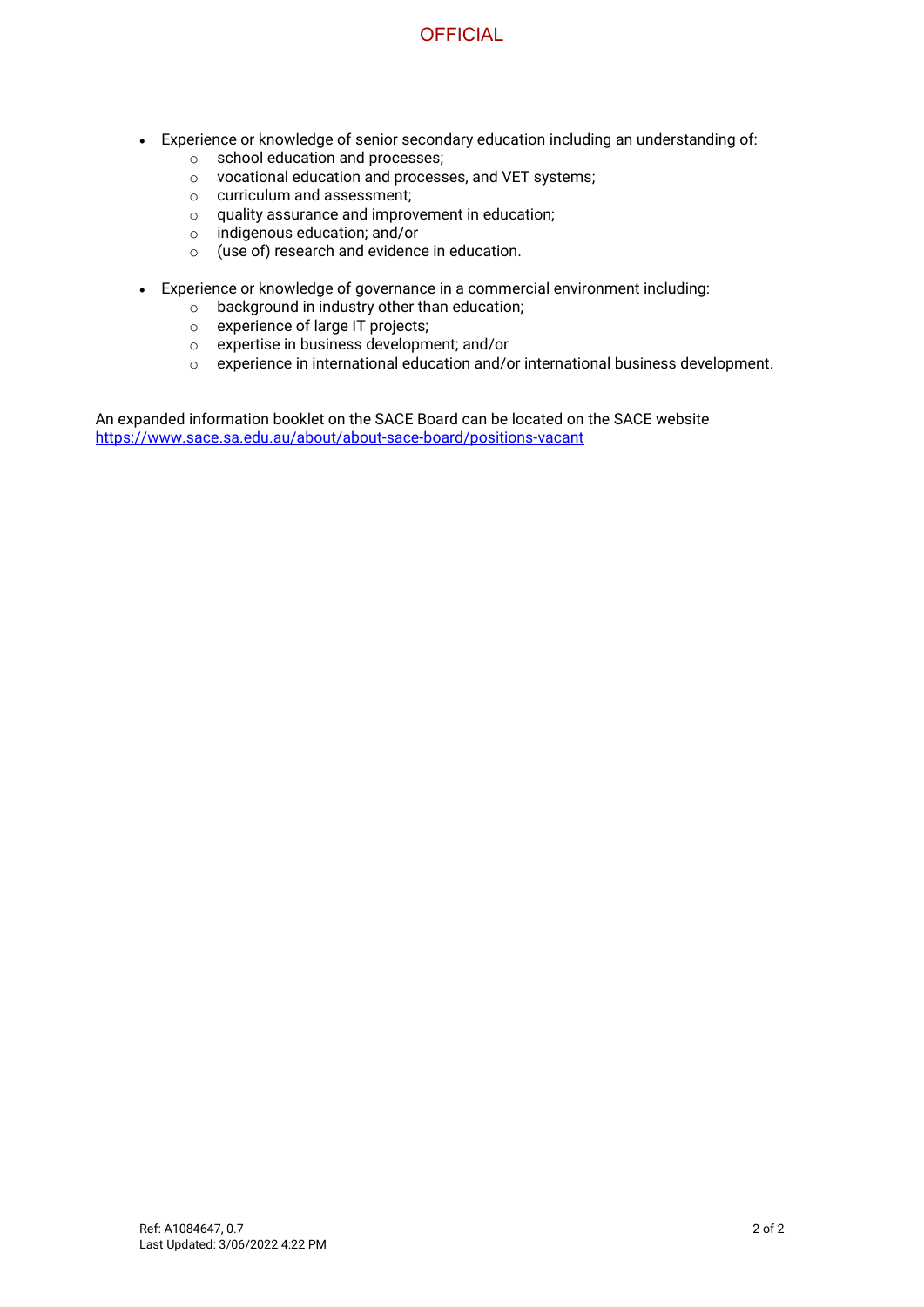- Experience or knowledge of senior secondary education including an understanding of:
  - school education and processes;
  - vocational education and processes, and VET systems;
  - curriculum and assessment;
  - quality assurance and improvement in education;
  - indigenous education; and/or
  - (use of) research and evidence in education.

- Experience or knowledge of governance in a commercial environment including:
  - background in industry other than education;
  - experience of large IT projects;
  - expertise in business development; and/or
  - experience in international education and/or international business development.

An expanded information booklet on the SACE Board can be located on the SACE website
https://www.sace.sa.edu.au/about/about-sace-board/positions-vacant